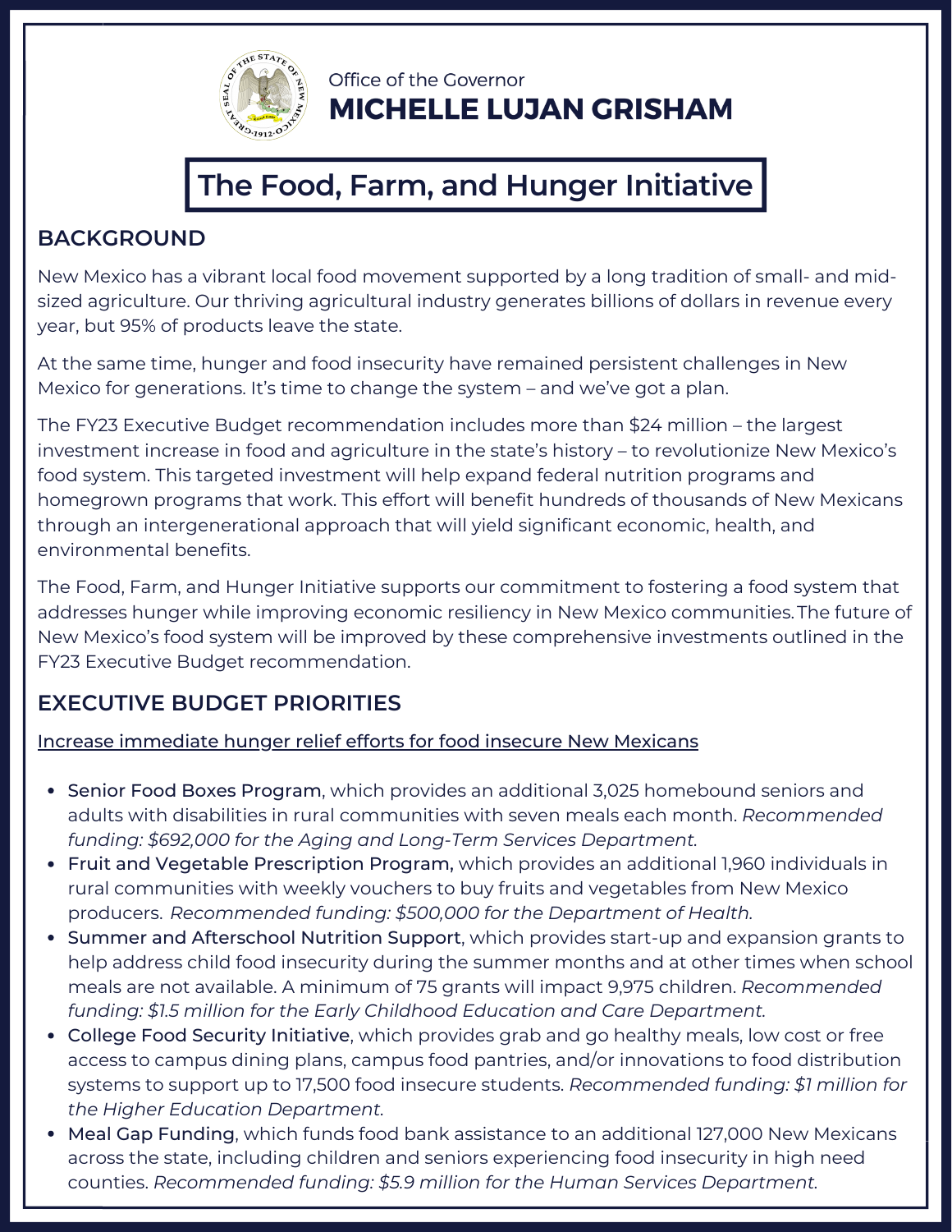Office of the Governor

**MICHELLE LUJAN GRISHAM**

# The Food, Farm, and Hunger Initiative

## BACKGROUND

New Mexico has a vibrant local food movement supported by a long tradition of small- and mid-sized agriculture. Our thriving agricultural industry generates billions of dollars in revenue every year, but 95% of products leave the state.

At the same time, hunger and food insecurity have remained persistent challenges in New Mexico for generations. It's time to change the system – and we've got a plan.

The FY23 Executive Budget recommendation includes more than $24 million – the largest investment increase in food and agriculture in the state's history – to revolutionize New Mexico's food system. This targeted investment will help expand federal nutrition programs and homegrown programs that work. This effort will benefit hundreds of thousands of New Mexicans through an intergenerational approach that will yield significant economic, health, and environmental benefits.

The Food, Farm, and Hunger Initiative supports our commitment to fostering a food system that addresses hunger while improving economic resiliency in New Mexico communities. The future of New Mexico's food system will be improved by these comprehensive investments outlined in the FY23 Executive Budget recommendation.

## EXECUTIVE BUDGET PRIORITIES

Increase immediate hunger relief efforts for food insecure New Mexicans

- **Senior Food Boxes Program**, which provides an additional 3,025 homebound seniors and adults with disabilities in rural communities with seven meals each month. *Recommended funding: $692,000 for the Aging and Long-Term Services Department.*
- **Fruit and Vegetable Prescription Program,** which provides an additional 1,960 individuals in rural communities with weekly vouchers to buy fruits and vegetables from New Mexico producers. *Recommended funding: $500,000 for the Department of Health.*
- **Summer and Afterschool Nutrition Support**, which provides start-up and expansion grants to help address child food insecurity during the summer months and at other times when school meals are not available. A minimum of 75 grants will impact 9,975 children. *Recommended funding: $1.5 million for the Early Childhood Education and Care Department.*
- **College Food Security Initiative**, which provides grab and go healthy meals, low cost or free access to campus dining plans, campus food pantries, and/or innovations to food distribution systems to support up to 17,500 food insecure students. *Recommended funding: $1 million for the Higher Education Department.*
- **Meal Gap Funding**, which funds food bank assistance to an additional 127,000 New Mexicans across the state, including children and seniors experiencing food insecurity in high need counties. *Recommended funding: $5.9 million for the Human Services Department.*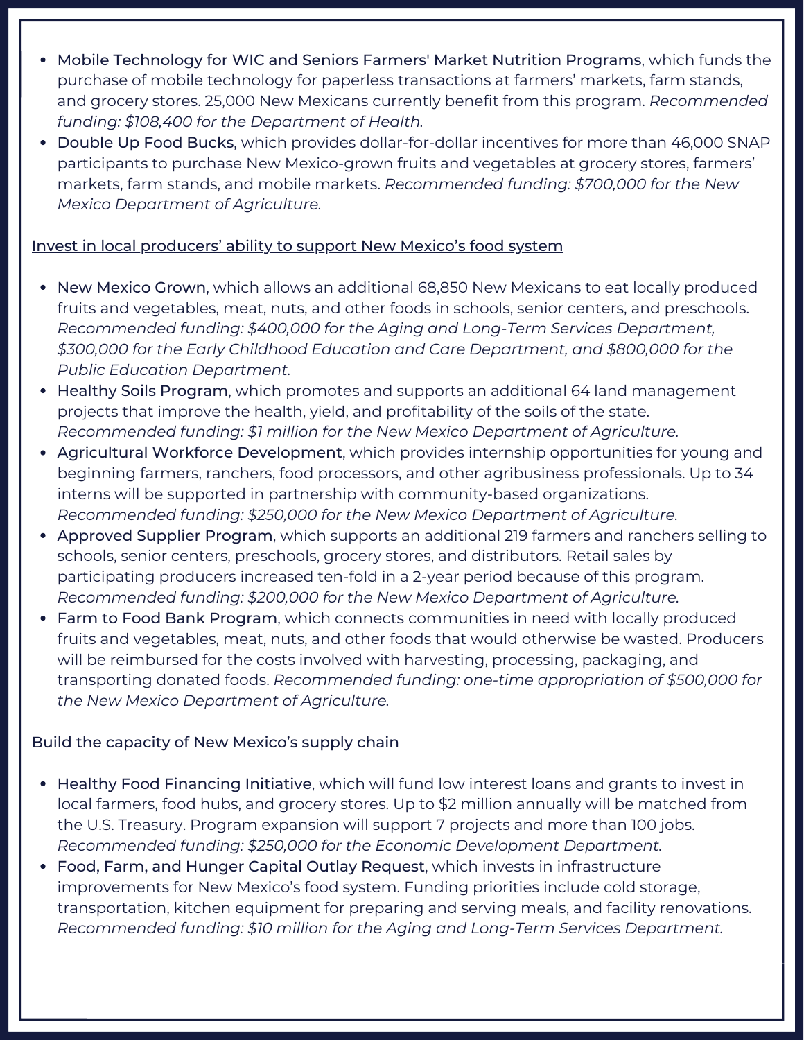- Mobile Technology for WIC and Seniors Farmers' Market Nutrition Programs, which funds the purchase of mobile technology for paperless transactions at farmers' markets, farm stands, and grocery stores. 25,000 New Mexicans currently benefit from this program. *Recommended funding: $108,400 for the Department of Health.*
- Double Up Food Bucks, which provides dollar-for-dollar incentives for more than 46,000 SNAP participants to purchase New Mexico-grown fruits and vegetables at grocery stores, farmers' markets, farm stands, and mobile markets. *Recommended funding: $700,000 for the New Mexico Department of Agriculture.*

<u>Invest in local producers' ability to support New Mexico's food system</u>

- New Mexico Grown, which allows an additional 68,850 New Mexicans to eat locally produced fruits and vegetables, meat, nuts, and other foods in schools, senior centers, and preschools. *Recommended funding: $400,000 for the Aging and Long-Term Services Department, $300,000 for the Early Childhood Education and Care Department, and $800,000 for the Public Education Department.*
- Healthy Soils Program, which promotes and supports an additional 64 land management projects that improve the health, yield, and profitability of the soils of the state. *Recommended funding: $1 million for the New Mexico Department of Agriculture.*
- Agricultural Workforce Development, which provides internship opportunities for young and beginning farmers, ranchers, food processors, and other agribusiness professionals. Up to 34 interns will be supported in partnership with community-based organizations. *Recommended funding: $250,000 for the New Mexico Department of Agriculture.*
- Approved Supplier Program, which supports an additional 219 farmers and ranchers selling to schools, senior centers, preschools, grocery stores, and distributors. Retail sales by participating producers increased ten-fold in a 2-year period because of this program. *Recommended funding: $200,000 for the New Mexico Department of Agriculture.*
- Farm to Food Bank Program, which connects communities in need with locally produced fruits and vegetables, meat, nuts, and other foods that would otherwise be wasted. Producers will be reimbursed for the costs involved with harvesting, processing, packaging, and transporting donated foods. *Recommended funding: one-time appropriation of $500,000 for the New Mexico Department of Agriculture.*

<u>Build the capacity of New Mexico's supply chain</u>

- Healthy Food Financing Initiative, which will fund low interest loans and grants to invest in local farmers, food hubs, and grocery stores. Up to $2 million annually will be matched from the U.S. Treasury. Program expansion will support 7 projects and more than 100 jobs. *Recommended funding: $250,000 for the Economic Development Department.*
- Food, Farm, and Hunger Capital Outlay Request, which invests in infrastructure improvements for New Mexico's food system. Funding priorities include cold storage, transportation, kitchen equipment for preparing and serving meals, and facility renovations. *Recommended funding: $10 million for the Aging and Long-Term Services Department.*